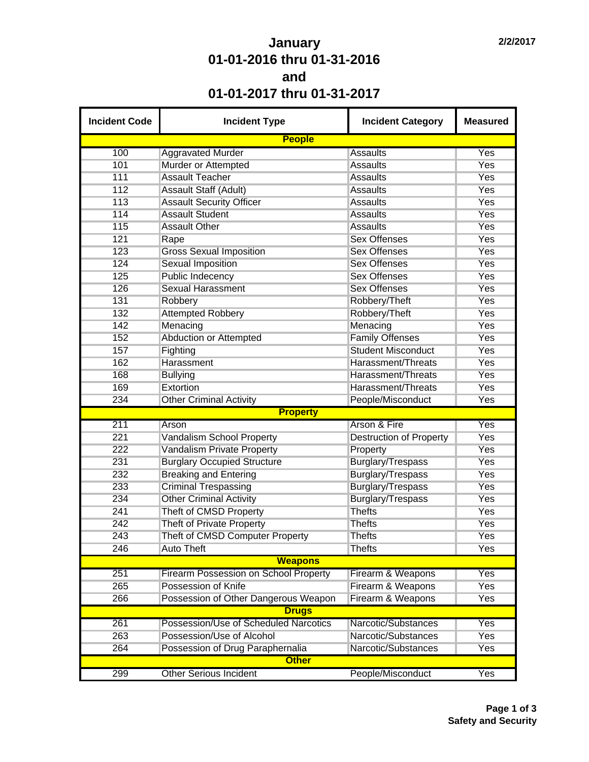# January
# 01-01-2016 thru 01-31-2016
# and
# 01-01-2017 thru 01-31-2017

2/2/2017

| Incident Code | Incident Type | Incident Category | Measured |
|---|---|---|---|
| **People** | | | |
| 100 | Aggravated Murder | Assaults | Yes |
| 101 | Murder or Attempted | Assaults | Yes |
| 111 | Assault Teacher | Assaults | Yes |
| 112 | Assault Staff (Adult) | Assaults | Yes |
| 113 | Assault Security Officer | Assaults | Yes |
| 114 | Assault Student | Assaults | Yes |
| 115 | Assault Other | Assaults | Yes |
| 121 | Rape | Sex Offenses | Yes |
| 123 | Gross Sexual Imposition | Sex Offenses | Yes |
| 124 | Sexual Imposition | Sex Offenses | Yes |
| 125 | Public Indecency | Sex Offenses | Yes |
| 126 | Sexual Harassment | Sex Offenses | Yes |
| 131 | Robbery | Robbery/Theft | Yes |
| 132 | Attempted Robbery | Robbery/Theft | Yes |
| 142 | Menacing | Menacing | Yes |
| 152 | Abduction or Attempted | Family Offenses | Yes |
| 157 | Fighting | Student Misconduct | Yes |
| 162 | Harassment | Harassment/Threats | Yes |
| 168 | Bullying | Harassment/Threats | Yes |
| 169 | Extortion | Harassment/Threats | Yes |
| 234 | Other Criminal Activity | People/Misconduct | Yes |
| **Property** | | | |
| 211 | Arson | Arson & Fire | Yes |
| 221 | Vandalism School Property | Destruction of Property | Yes |
| 222 | Vandalism Private Property | Property | Yes |
| 231 | Burglary Occupied Structure | Burglary/Trespass | Yes |
| 232 | Breaking and Entering | Burglary/Trespass | Yes |
| 233 | Criminal Trespassing | Burglary/Trespass | Yes |
| 234 | Other Criminal Activity | Burglary/Trespass | Yes |
| 241 | Theft of CMSD Property | Thefts | Yes |
| 242 | Theft of Private Property | Thefts | Yes |
| 243 | Theft of CMSD Computer Property | Thefts | Yes |
| 246 | Auto Theft | Thefts | Yes |
| **Weapons** | | | |
| 251 | Firearm Possession on School Property | Firearm & Weapons | Yes |
| 265 | Possession of Knife | Firearm & Weapons | Yes |
| 266 | Possession of Other Dangerous Weapon | Firearm & Weapons | Yes |
| **Drugs** | | | |
| 261 | Possession/Use of Scheduled Narcotics | Narcotic/Substances | Yes |
| 263 | Possession/Use of Alcohol | Narcotic/Substances | Yes |
| 264 | Possession of Drug Paraphernalia | Narcotic/Substances | Yes |
| **Other** | | | |
| 299 | Other Serious Incident | People/Misconduct | Yes |

**Safety and Security**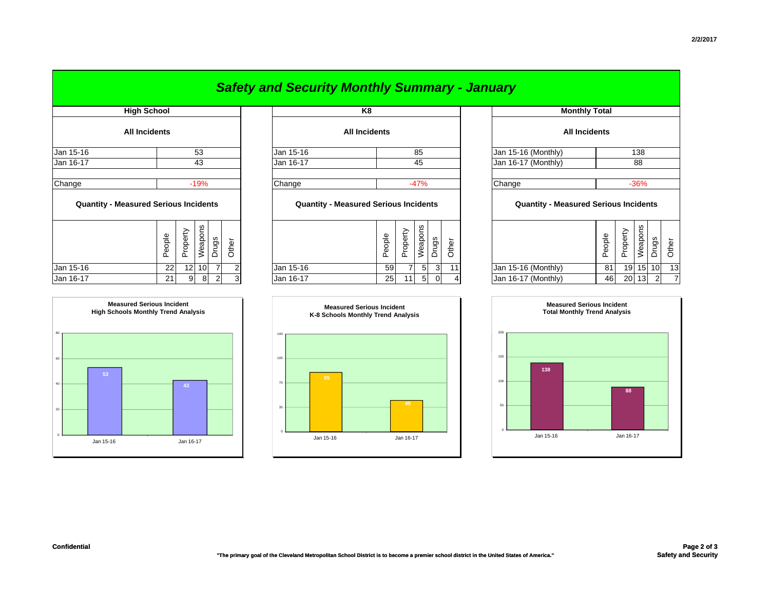# Safety and Security Monthly Summary - January

## High School

**All Incidents**

| | |
|---|---|
| Jan 15-16 | 53 |
| Jan 16-17 | 43 |
| Change | -19% |

**Quantity - Measured Serious Incidents**

| | People | Property | Weapons | Drugs | Other |
|---|---|---|---|---|---|
| Jan 15-16 | 22 | 12 | 10 | 7 | 2 |
| Jan 16-17 | 21 | 9 | 8 | 2 | 3 |

**Measured Serious Incident High Schools Monthly Trend Analysis**

| | Incidents |
|---|---|
| Jan 15-16 | 53 |
| Jan 16-17 | 43 |

## K8

**All Incidents**

| | |
|---|---|
| Jan 15-16 | 85 |
| Jan 16-17 | 45 |
| Change | -47% |

**Quantity - Measured Serious Incidents**

| | People | Property | Weapons | Drugs | Other |
|---|---|---|---|---|---|
| Jan 15-16 | 59 | 7 | 5 | 3 | 11 |
| Jan 16-17 | 25 | 11 | 5 | 0 | 4 |

**Measured Serious Incident K-8 Schools Monthly Trend Analysis**

| | Incidents |
|---|---|
| Jan 15-16 | 85 |
| Jan 16-17 | 45 |

## Monthly Total

**All Incidents**

| | |
|---|---|
| Jan 15-16 (Monthly) | 138 |
| Jan 16-17 (Monthly) | 88 |
| Change | -36% |

**Quantity - Measured Serious Incidents**

| | People | Property | Weapons | Drugs | Other |
|---|---|---|---|---|---|
| Jan 15-16 (Monthly) | 81 | 19 | 15 | 10 | 13 |
| Jan 16-17 (Monthly) | 46 | 20 | 13 | 2 | 7 |

**Measured Serious Incident Total Monthly Trend Analysis**

| | Incidents |
|---|---|
| Jan 15-16 | 138 |
| Jan 16-17 | 88 |

Confidential

"The primary goal of the Cleveland Metropolitan School District is to become a premier school district in the United States of America."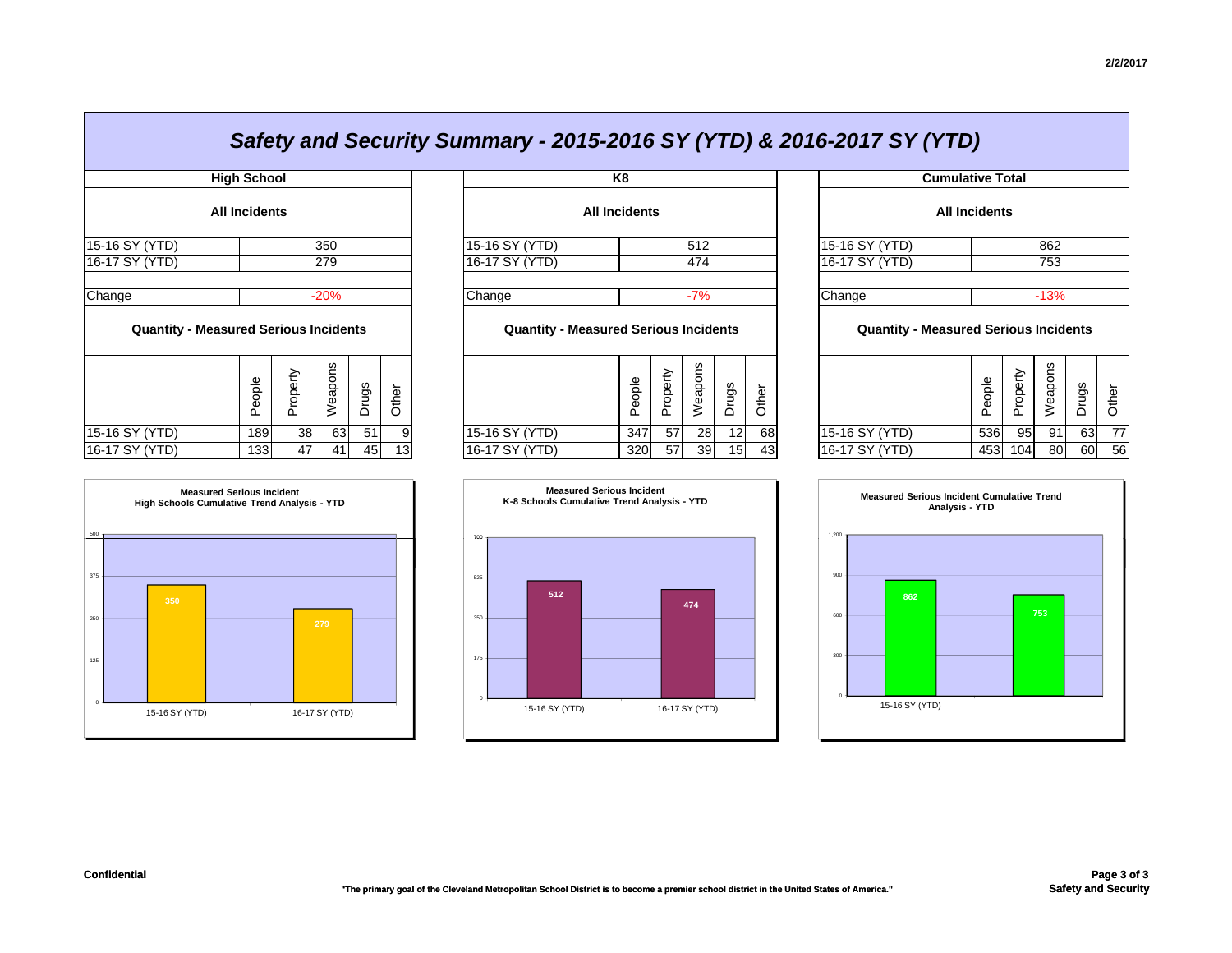# *Safety and Security Summary - 2015-2016 SY (YTD) & 2016-2017 SY (YTD)*

## High School

### All Incidents

| | |
|---|---|
| 15-16 SY (YTD) | 350 |
| 16-17 SY (YTD) | 279 |
| Change | -20% |

### Quantity - Measured Serious Incidents

| | People | Property | Weapons | Drugs | Other |
|---|---|---|---|---|---|
| 15-16 SY (YTD) | 189 | 38 | 63 | 51 | 9 |
| 16-17 SY (YTD) | 133 | 47 | 41 | 45 | 13 |

## K8

### All Incidents

| | |
|---|---|
| 15-16 SY (YTD) | 512 |
| 16-17 SY (YTD) | 474 |
| Change | -7% |

### Quantity - Measured Serious Incidents

| | People | Property | Weapons | Drugs | Other |
|---|---|---|---|---|---|
| 15-16 SY (YTD) | 347 | 57 | 28 | 12 | 68 |
| 16-17 SY (YTD) | 320 | 57 | 39 | 15 | 43 |

## Cumulative Total

### All Incidents

| | |
|---|---|
| 15-16 SY (YTD) | 862 |
| 16-17 SY (YTD) | 753 |
| Change | -13% |

### Quantity - Measured Serious Incidents

| | People | Property | Weapons | Drugs | Other |
|---|---|---|---|---|---|
| 15-16 SY (YTD) | 536 | 95 | 91 | 63 | 77 |
| 16-17 SY (YTD) | 453 | 104 | 80 | 60 | 56 |

**Measured Serious Incident**
**High Schools Cumulative Trend Analysis - YTD**

500
375
250
125
0
350
279
15-16 SY (YTD)
16-17 SY (YTD)

**Measured Serious Incident**
**K-8 Schools Cumulative Trend Analysis - YTD**

700
525
350
175
0
512
474
15-16 SY (YTD)
16-17 SY (YTD)

**Measured Serious Incident Cumulative Trend Analysis - YTD**

1,200
900
600
300
0
862
753
15-16 SY (YTD)

**Confidential**

**"The primary goal of the Cleveland Metropolitan School District is to become a premier school district in the United States of America."**

**Safety and Security**